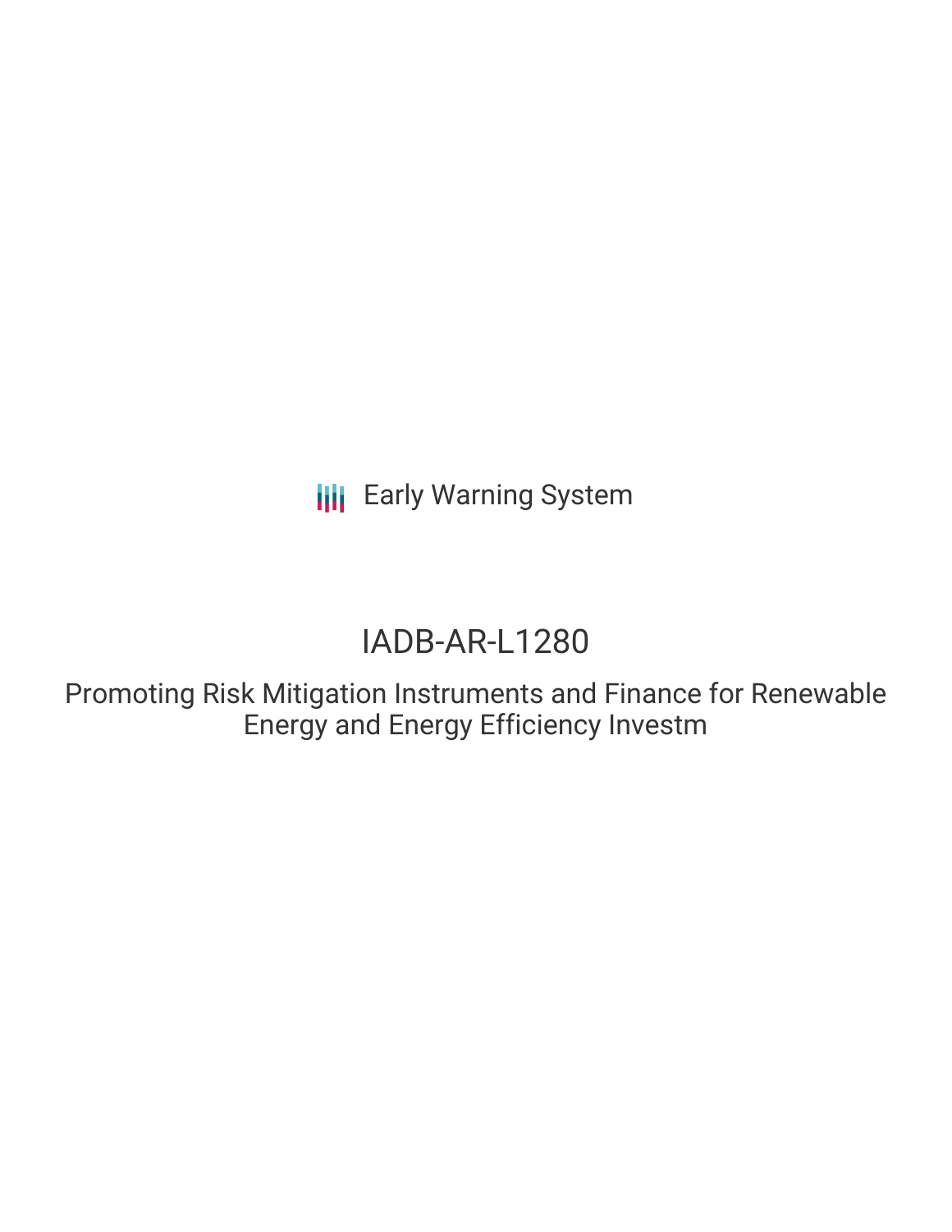Early Warning System

# IADB-AR-L1280

Promoting Risk Mitigation Instruments and Finance for Renewable Energy and Energy Efficiency Investm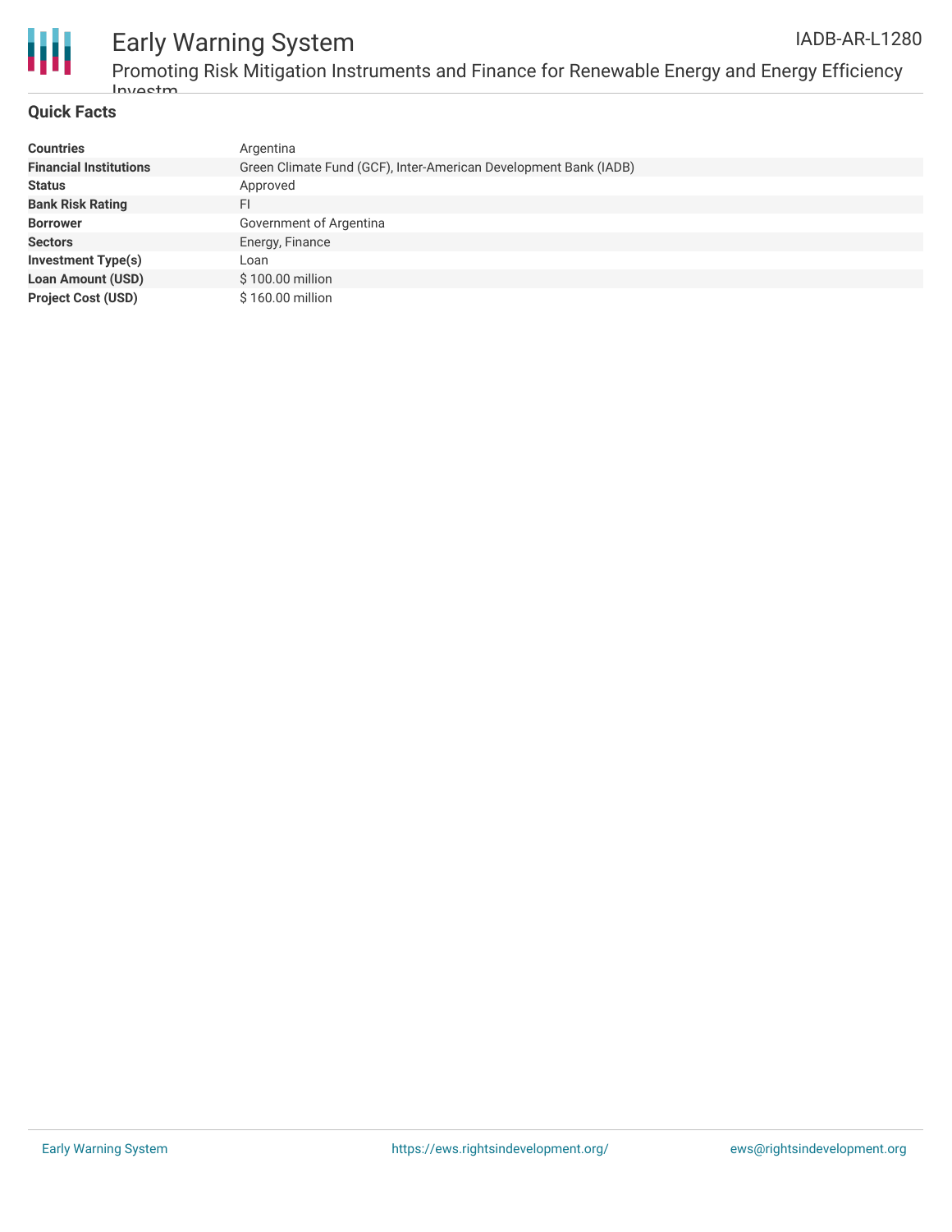## Quick Facts

| | |
|---|---|
| **Countries** | Argentina |
| **Financial Institutions** | Green Climate Fund (GCF), Inter-American Development Bank (IADB) |
| **Status** | Approved |
| **Bank Risk Rating** | FI |
| **Borrower** | Government of Argentina |
| **Sectors** | Energy, Finance |
| **Investment Type(s)** | Loan |
| **Loan Amount (USD)** | $ 100.00 million |
| **Project Cost (USD)** | $ 160.00 million |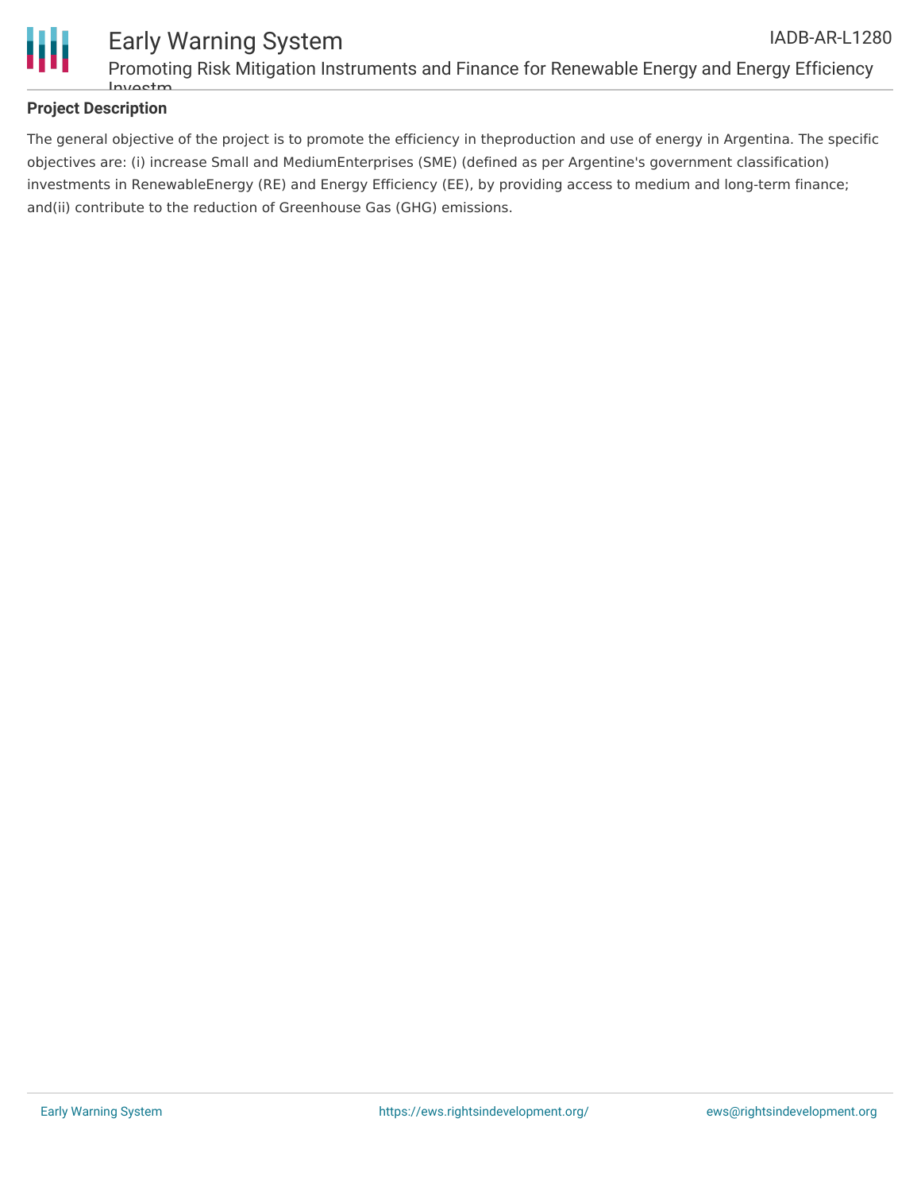## Project Description

The general objective of the project is to promote the efficiency in theproduction and use of energy in Argentina. The specific objectives are: (i) increase Small and MediumEnterprises (SME) (defined as per Argentine's government classification) investments in RenewableEnergy (RE) and Energy Efficiency (EE), by providing access to medium and long-term finance; and(ii) contribute to the reduction of Greenhouse Gas (GHG) emissions.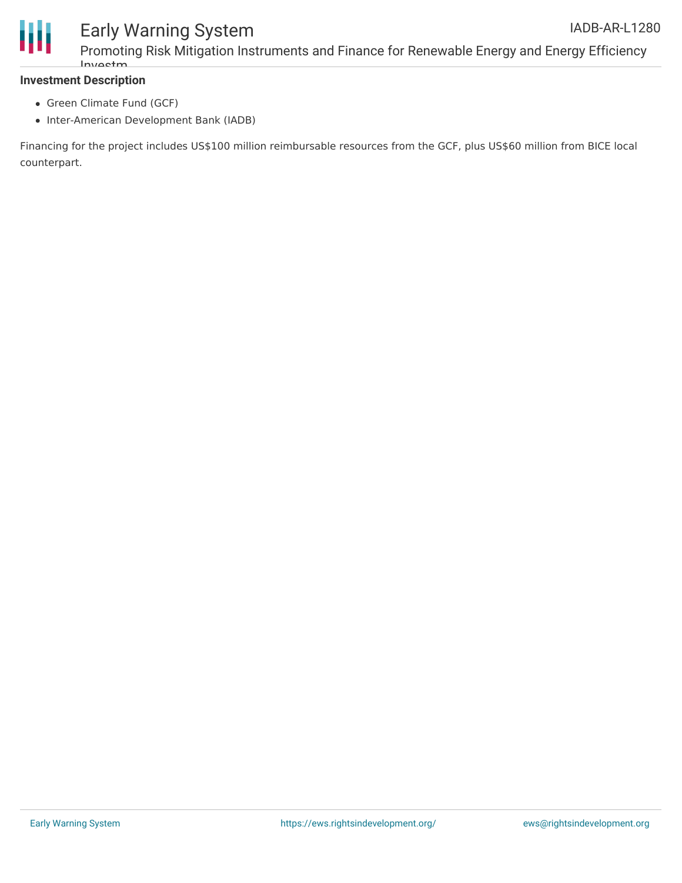**Investment Description**

- Green Climate Fund (GCF)
- Inter-American Development Bank (IADB)

Financing for the project includes US$100 million reimbursable resources from the GCF, plus US$60 million from BICE local counterpart.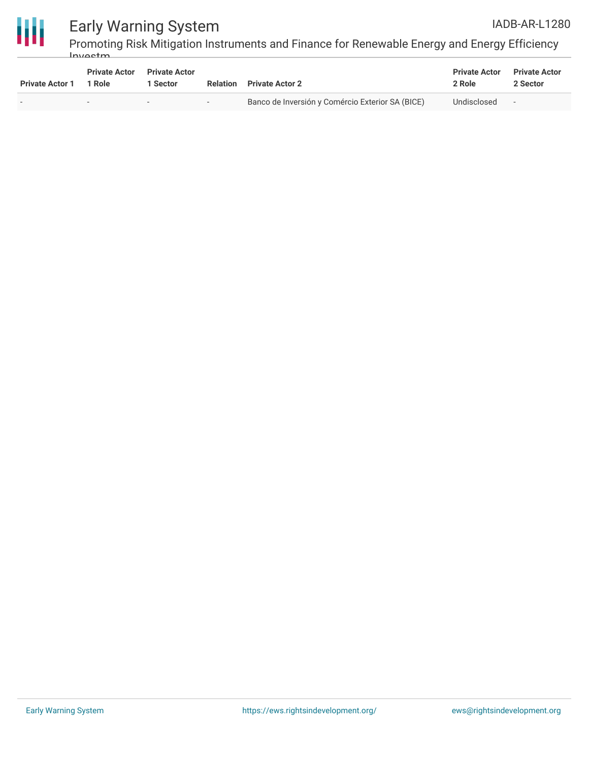| Private Actor 1 | Private Actor 1 Role | Private Actor 1 Sector | Relation | Private Actor 2 | Private Actor 2 Role | Private Actor 2 Sector |
| --- | --- | --- | --- | --- | --- | --- |
| - | - | - | - | Banco de Inversión y Comércio Exterior SA (BICE) | Undisclosed | - |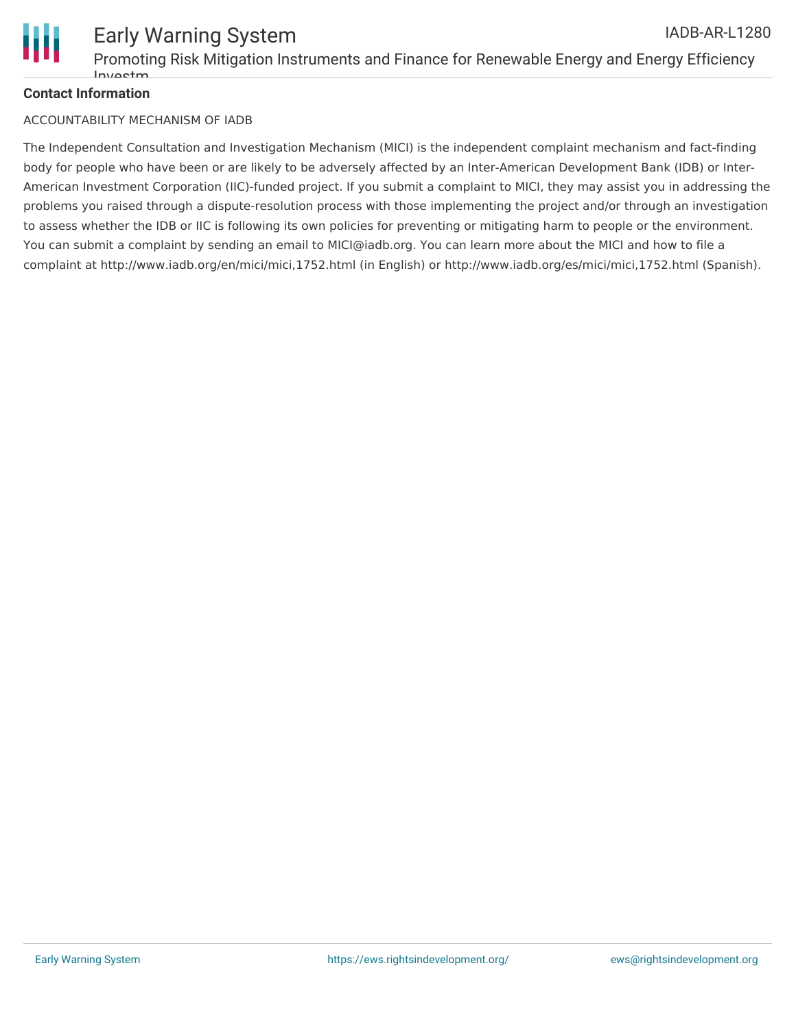**Contact Information**

ACCOUNTABILITY MECHANISM OF IADB

The Independent Consultation and Investigation Mechanism (MICI) is the independent complaint mechanism and fact-finding body for people who have been or are likely to be adversely affected by an Inter-American Development Bank (IDB) or Inter-American Investment Corporation (IIC)-funded project. If you submit a complaint to MICI, they may assist you in addressing the problems you raised through a dispute-resolution process with those implementing the project and/or through an investigation to assess whether the IDB or IIC is following its own policies for preventing or mitigating harm to people or the environment. You can submit a complaint by sending an email to MICI@iadb.org. You can learn more about the MICI and how to file a complaint at http://www.iadb.org/en/mici/mici,1752.html (in English) or http://www.iadb.org/es/mici/mici,1752.html (Spanish).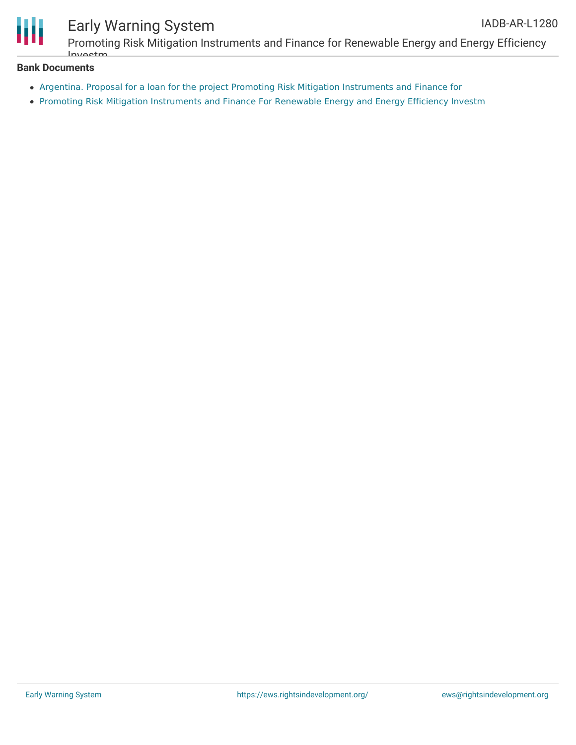**Bank Documents**

- Argentina. Proposal for a loan for the project Promoting Risk Mitigation Instruments and Finance for
- Promoting Risk Mitigation Instruments and Finance For Renewable Energy and Energy Efficiency Investm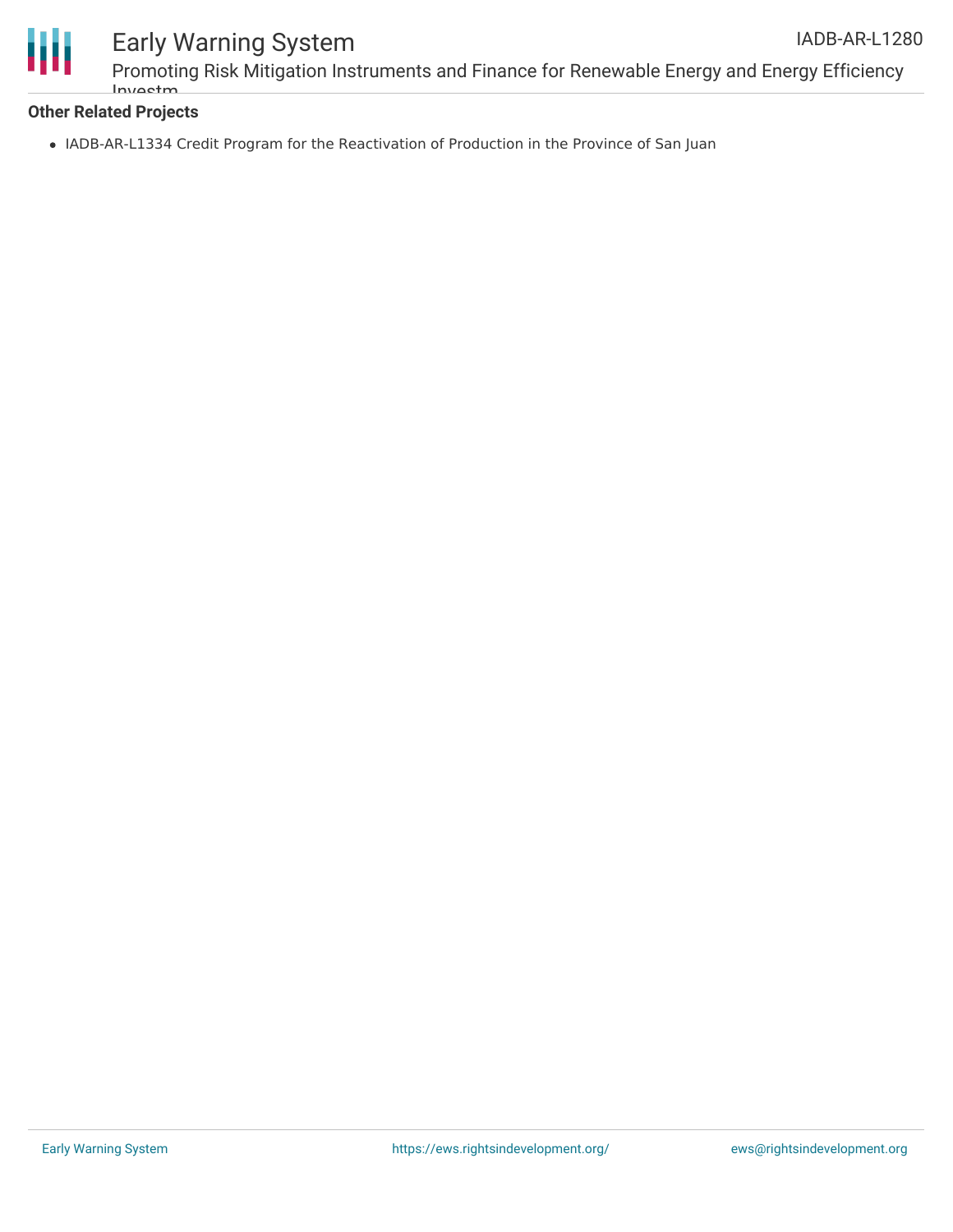**Other Related Projects**

- IADB-AR-L1334 Credit Program for the Reactivation of Production in the Province of San Juan